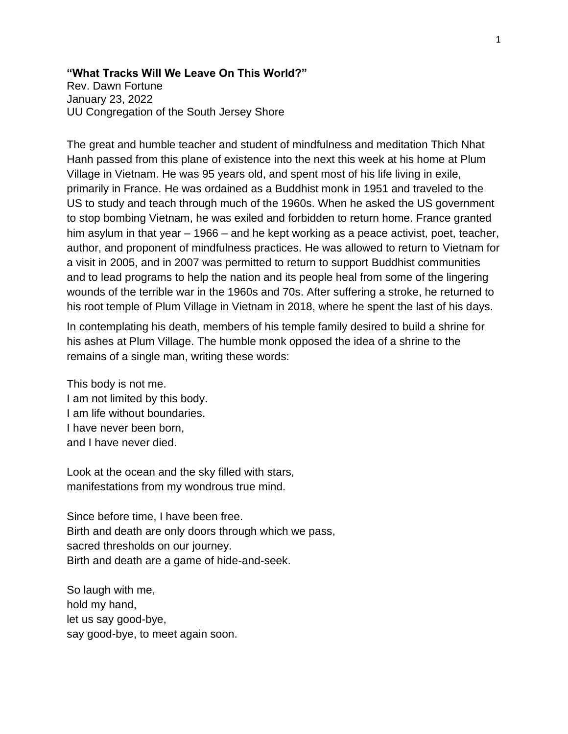**"What Tracks Will We Leave On This World?"**
Rev. Dawn Fortune
January 23, 2022
UU Congregation of the South Jersey Shore

The great and humble teacher and student of mindfulness and meditation Thich Nhat Hanh passed from this plane of existence into the next this week at his home at Plum Village in Vietnam. He was 95 years old, and spent most of his life living in exile, primarily in France. He was ordained as a Buddhist monk in 1951 and traveled to the US to study and teach through much of the 1960s. When he asked the US government to stop bombing Vietnam, he was exiled and forbidden to return home. France granted him asylum in that year – 1966 – and he kept working as a peace activist, poet, teacher, author, and proponent of mindfulness practices. He was allowed to return to Vietnam for a visit in 2005, and in 2007 was permitted to return to support Buddhist communities and to lead programs to help the nation and its people heal from some of the lingering wounds of the terrible war in the 1960s and 70s. After suffering a stroke, he returned to his root temple of Plum Village in Vietnam in 2018, where he spent the last of his days.

In contemplating his death, members of his temple family desired to build a shrine for his ashes at Plum Village. The humble monk opposed the idea of a shrine to the remains of a single man, writing these words:

This body is not me.
I am not limited by this body.
I am life without boundaries.
I have never been born,
and I have never died.

Look at the ocean and the sky filled with stars,
manifestations from my wondrous true mind.

Since before time, I have been free.
Birth and death are only doors through which we pass,
sacred thresholds on our journey.
Birth and death are a game of hide-and-seek.

So laugh with me,
hold my hand,
let us say good-bye,
say good-bye, to meet again soon.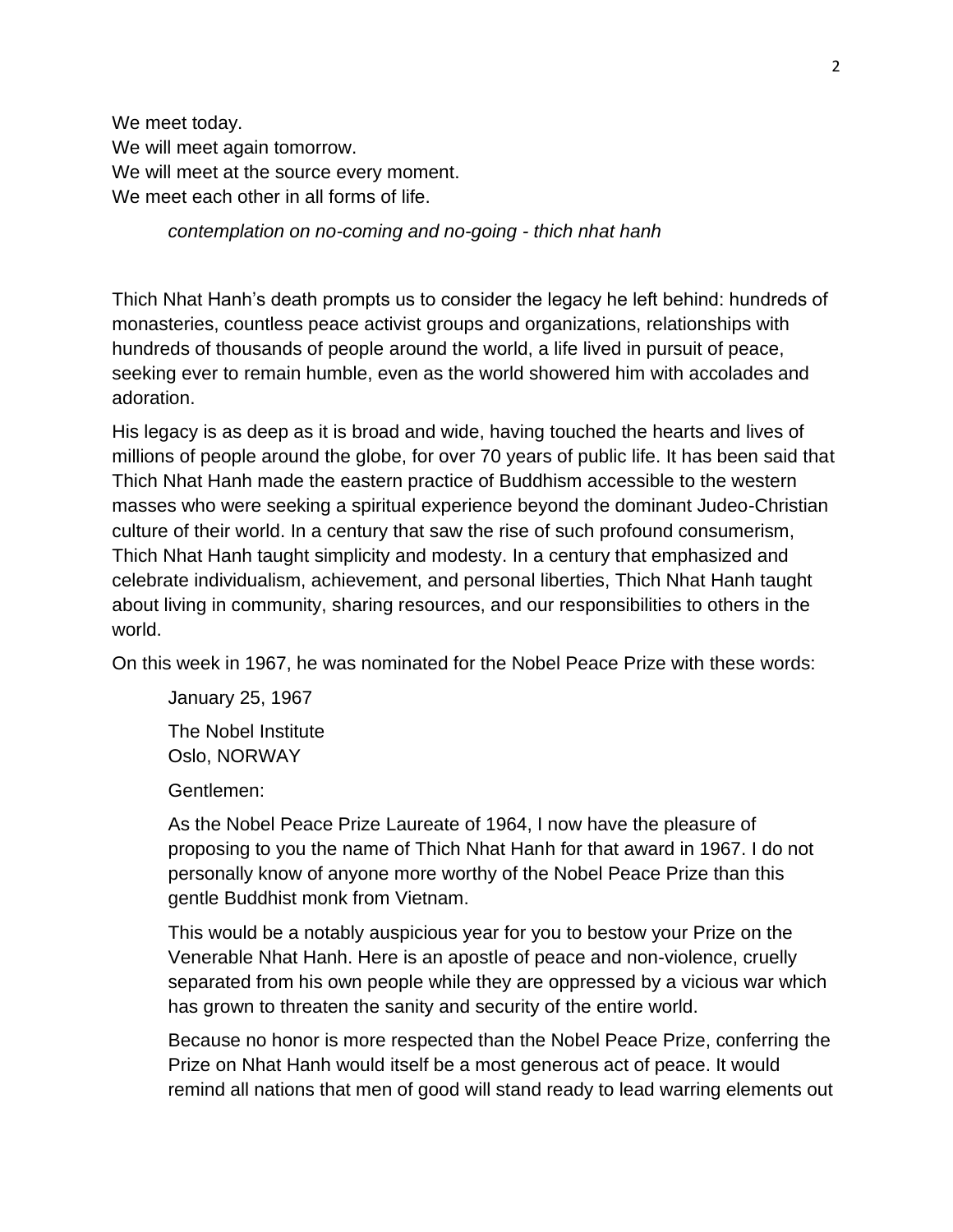We meet today.  
We will meet again tomorrow.  
We will meet at the source every moment.  
We meet each other in all forms of life.

> *contemplation on no-coming and no-going - thich nhat hanh*

Thich Nhat Hanh's death prompts us to consider the legacy he left behind: hundreds of monasteries, countless peace activist groups and organizations, relationships with hundreds of thousands of people around the world, a life lived in pursuit of peace, seeking ever to remain humble, even as the world showered him with accolades and adoration.

His legacy is as deep as it is broad and wide, having touched the hearts and lives of millions of people around the globe, for over 70 years of public life. It has been said that Thich Nhat Hanh made the eastern practice of Buddhism accessible to the western masses who were seeking a spiritual experience beyond the dominant Judeo-Christian culture of their world. In a century that saw the rise of such profound consumerism, Thich Nhat Hanh taught simplicity and modesty. In a century that emphasized and celebrate individualism, achievement, and personal liberties, Thich Nhat Hanh taught about living in community, sharing resources, and our responsibilities to others in the world.

On this week in 1967, he was nominated for the Nobel Peace Prize with these words:

> January 25, 1967
>
> The Nobel Institute  
> Oslo, NORWAY
>
> Gentlemen:
>
> As the Nobel Peace Prize Laureate of 1964, I now have the pleasure of proposing to you the name of Thich Nhat Hanh for that award in 1967. I do not personally know of anyone more worthy of the Nobel Peace Prize than this gentle Buddhist monk from Vietnam.
>
> This would be a notably auspicious year for you to bestow your Prize on the Venerable Nhat Hanh. Here is an apostle of peace and non-violence, cruelly separated from his own people while they are oppressed by a vicious war which has grown to threaten the sanity and security of the entire world.
>
> Because no honor is more respected than the Nobel Peace Prize, conferring the Prize on Nhat Hanh would itself be a most generous act of peace. It would remind all nations that men of good will stand ready to lead warring elements out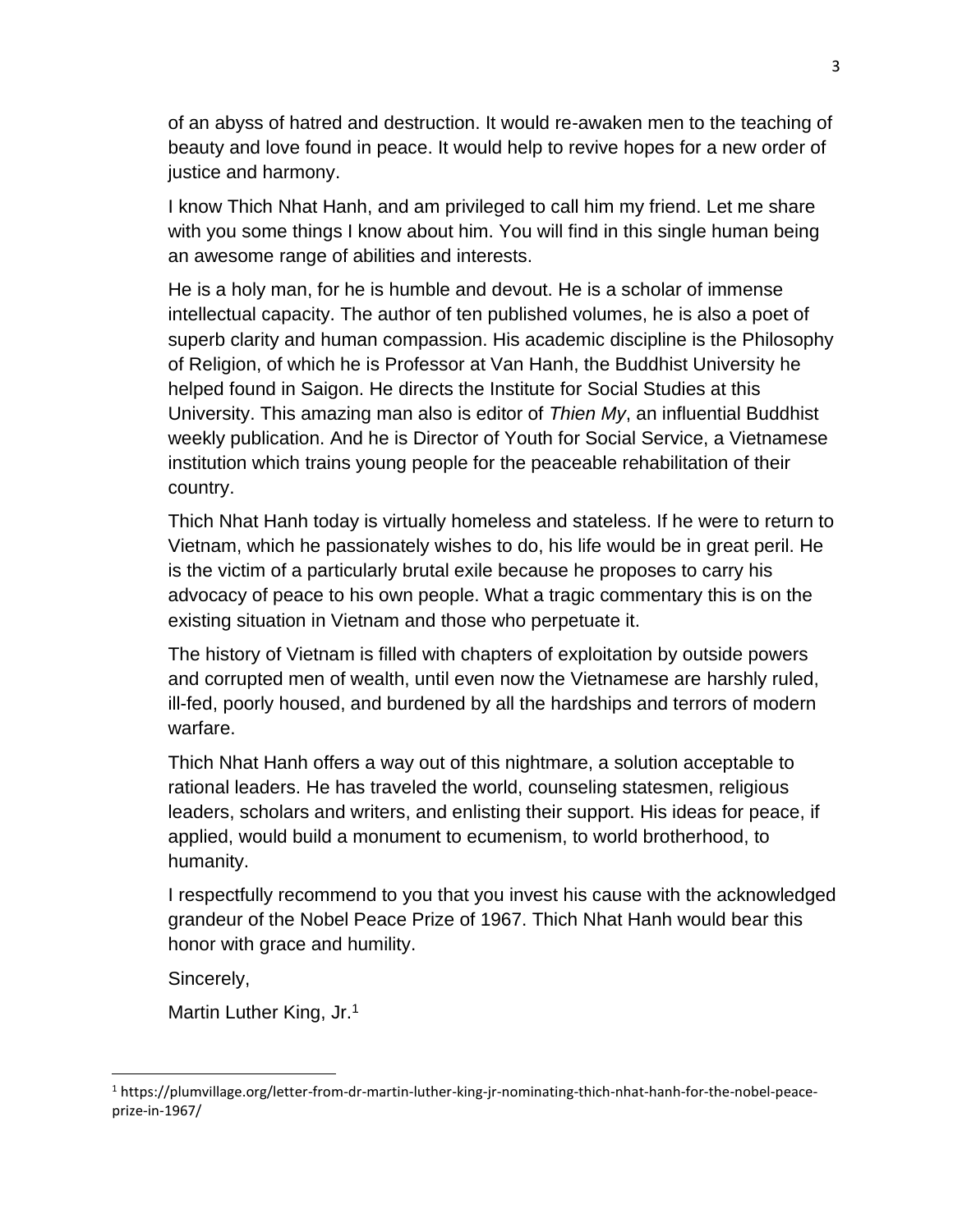of an abyss of hatred and destruction. It would re-awaken men to the teaching of beauty and love found in peace. It would help to revive hopes for a new order of justice and harmony.

I know Thich Nhat Hanh, and am privileged to call him my friend. Let me share with you some things I know about him. You will find in this single human being an awesome range of abilities and interests.

He is a holy man, for he is humble and devout. He is a scholar of immense intellectual capacity. The author of ten published volumes, he is also a poet of superb clarity and human compassion. His academic discipline is the Philosophy of Religion, of which he is Professor at Van Hanh, the Buddhist University he helped found in Saigon. He directs the Institute for Social Studies at this University. This amazing man also is editor of *Thien My*, an influential Buddhist weekly publication. And he is Director of Youth for Social Service, a Vietnamese institution which trains young people for the peaceable rehabilitation of their country.

Thich Nhat Hanh today is virtually homeless and stateless. If he were to return to Vietnam, which he passionately wishes to do, his life would be in great peril. He is the victim of a particularly brutal exile because he proposes to carry his advocacy of peace to his own people. What a tragic commentary this is on the existing situation in Vietnam and those who perpetuate it.

The history of Vietnam is filled with chapters of exploitation by outside powers and corrupted men of wealth, until even now the Vietnamese are harshly ruled, ill-fed, poorly housed, and burdened by all the hardships and terrors of modern warfare.

Thich Nhat Hanh offers a way out of this nightmare, a solution acceptable to rational leaders. He has traveled the world, counseling statesmen, religious leaders, scholars and writers, and enlisting their support. His ideas for peace, if applied, would build a monument to ecumenism, to world brotherhood, to humanity.

I respectfully recommend to you that you invest his cause with the acknowledged grandeur of the Nobel Peace Prize of 1967. Thich Nhat Hanh would bear this honor with grace and humility.

Sincerely,

Martin Luther King, Jr.[1]

[1] https://plumvillage.org/letter-from-dr-martin-luther-king-jr-nominating-thich-nhat-hanh-for-the-nobel-peace-prize-in-1967/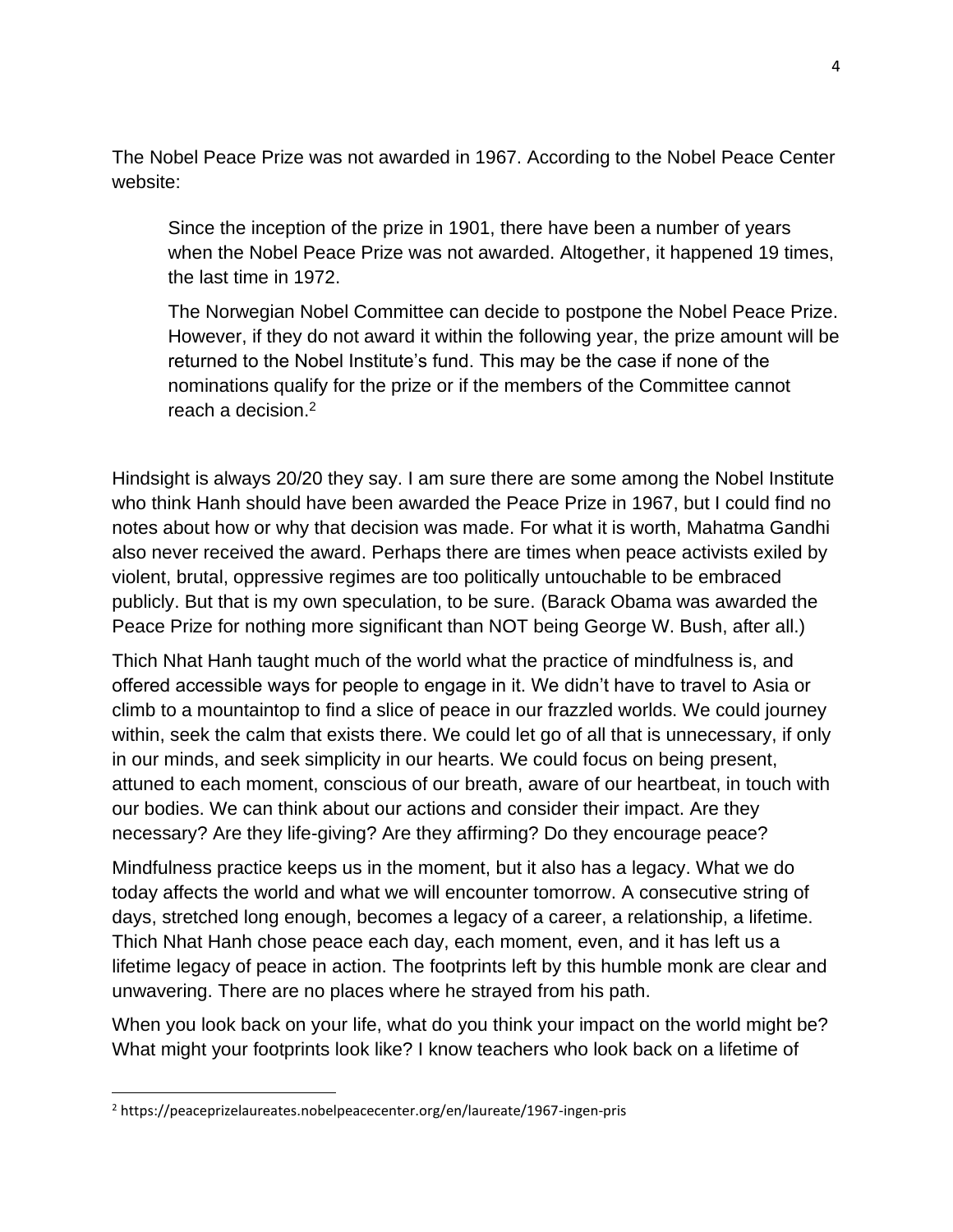The Nobel Peace Prize was not awarded in 1967. According to the Nobel Peace Center website:

> Since the inception of the prize in 1901, there have been a number of years when the Nobel Peace Prize was not awarded. Altogether, it happened 19 times, the last time in 1972.
>
> The Norwegian Nobel Committee can decide to postpone the Nobel Peace Prize. However, if they do not award it within the following year, the prize amount will be returned to the Nobel Institute's fund. This may be the case if none of the nominations qualify for the prize or if the members of the Committee cannot reach a decision.[2]

Hindsight is always 20/20 they say. I am sure there are some among the Nobel Institute who think Hanh should have been awarded the Peace Prize in 1967, but I could find no notes about how or why that decision was made. For what it is worth, Mahatma Gandhi also never received the award. Perhaps there are times when peace activists exiled by violent, brutal, oppressive regimes are too politically untouchable to be embraced publicly. But that is my own speculation, to be sure. (Barack Obama was awarded the Peace Prize for nothing more significant than NOT being George W. Bush, after all.)

Thich Nhat Hanh taught much of the world what the practice of mindfulness is, and offered accessible ways for people to engage in it. We didn't have to travel to Asia or climb to a mountaintop to find a slice of peace in our frazzled worlds. We could journey within, seek the calm that exists there. We could let go of all that is unnecessary, if only in our minds, and seek simplicity in our hearts. We could focus on being present, attuned to each moment, conscious of our breath, aware of our heartbeat, in touch with our bodies. We can think about our actions and consider their impact. Are they necessary? Are they life-giving? Are they affirming? Do they encourage peace?

Mindfulness practice keeps us in the moment, but it also has a legacy. What we do today affects the world and what we will encounter tomorrow. A consecutive string of days, stretched long enough, becomes a legacy of a career, a relationship, a lifetime. Thich Nhat Hanh chose peace each day, each moment, even, and it has left us a lifetime legacy of peace in action. The footprints left by this humble monk are clear and unwavering. There are no places where he strayed from his path.

When you look back on your life, what do you think your impact on the world might be? What might your footprints look like? I know teachers who look back on a lifetime of

---

[2] https://peaceprizelaureates.nobelpeacecenter.org/en/laureate/1967-ingen-pris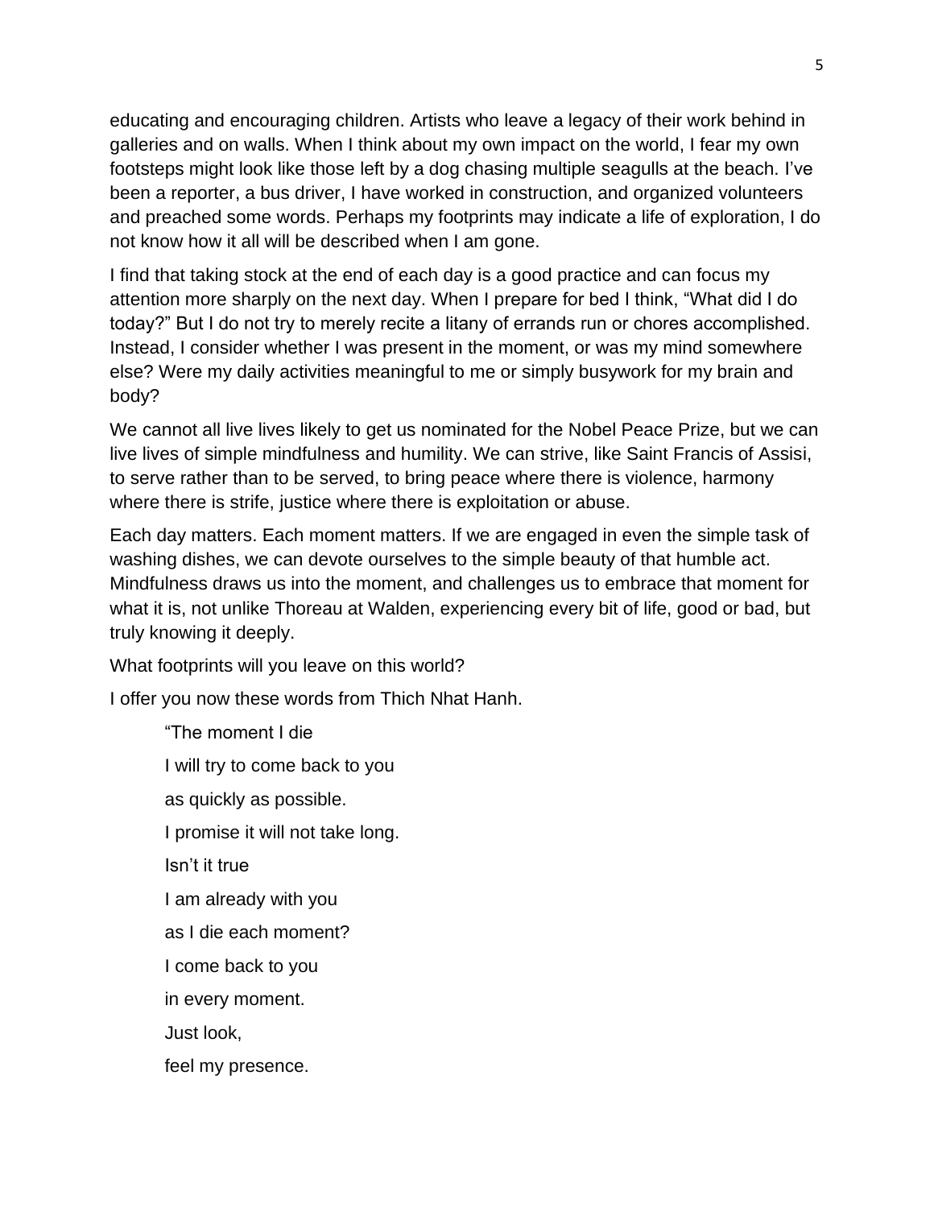educating and encouraging children. Artists who leave a legacy of their work behind in galleries and on walls. When I think about my own impact on the world, I fear my own footsteps might look like those left by a dog chasing multiple seagulls at the beach. I've been a reporter, a bus driver, I have worked in construction, and organized volunteers and preached some words. Perhaps my footprints may indicate a life of exploration, I do not know how it all will be described when I am gone.

I find that taking stock at the end of each day is a good practice and can focus my attention more sharply on the next day. When I prepare for bed I think, "What did I do today?" But I do not try to merely recite a litany of errands run or chores accomplished. Instead, I consider whether I was present in the moment, or was my mind somewhere else? Were my daily activities meaningful to me or simply busywork for my brain and body?

We cannot all live lives likely to get us nominated for the Nobel Peace Prize, but we can live lives of simple mindfulness and humility. We can strive, like Saint Francis of Assisi, to serve rather than to be served, to bring peace where there is violence, harmony where there is strife, justice where there is exploitation or abuse.

Each day matters. Each moment matters. If we are engaged in even the simple task of washing dishes, we can devote ourselves to the simple beauty of that humble act. Mindfulness draws us into the moment, and challenges us to embrace that moment for what it is, not unlike Thoreau at Walden, experiencing every bit of life, good or bad, but truly knowing it deeply.

What footprints will you leave on this world?

I offer you now these words from Thich Nhat Hanh.

> "The moment I die
>
> I will try to come back to you
>
> as quickly as possible.
>
> I promise it will not take long.
>
> Isn't it true
>
> I am already with you
>
> as I die each moment?
>
> I come back to you
>
> in every moment.
>
> Just look,
>
> feel my presence.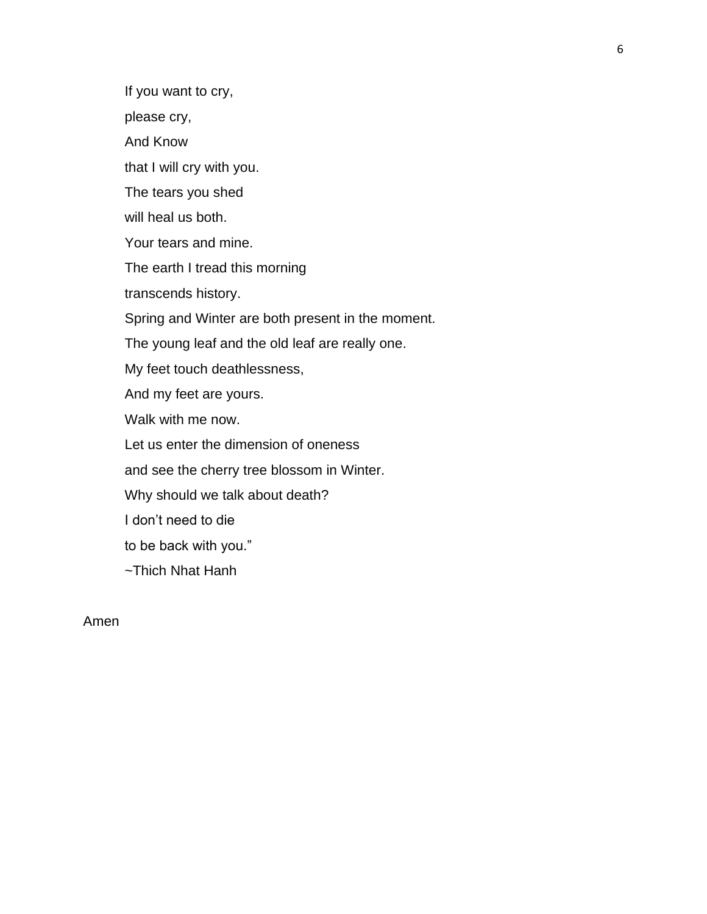If you want to cry,  
please cry,  
And Know  
that I will cry with you.  
The tears you shed  
will heal us both.  
Your tears and mine.  
The earth I tread this morning  
transcends history.  
Spring and Winter are both present in the moment.  
The young leaf and the old leaf are really one.  
My feet touch deathlessness,  
And my feet are yours.  
Walk with me now.  
Let us enter the dimension of oneness  
and see the cherry tree blossom in Winter.  
Why should we talk about death?  
I don't need to die  
to be back with you."  
~Thich Nhat Hanh

Amen